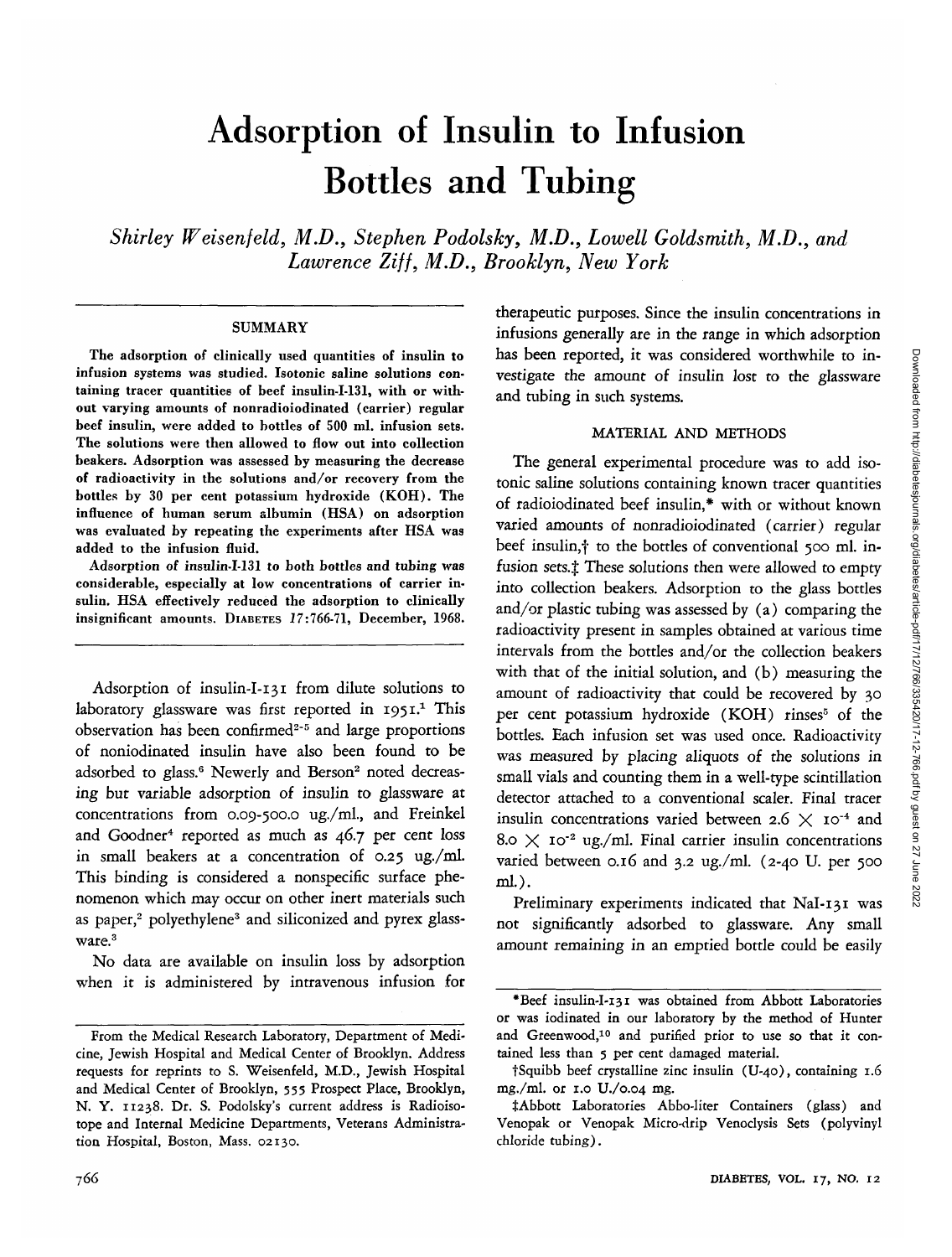# Adsorption of Insulin to Infusion Bottles and Tubing

*Shirley Weisenfeld, M.D., Stephen Podolsky, M.D., Lowell Goldsmith, M.D., and Lawrence Ziff, M.D., Brooklyn, New York*

## SUMMARY

**The adsorption of clinically used quantities of insulin to infusion systems was studied. Isotonic saline solutions containing tracer quantities of beef insulin-I-131, with or without varying amounts of nonradioiodinated (carrier) regular beef insulin, were added to bottles of 500 ml. infusion sets. The solutions were then allowed to flow out into collection beakers. Adsorption was assessed by measuring the decrease of radioactivity in the solutions and/or recovery from the bottles by 30 per cent potassium hydroxide (KOH). The influence of human serum albumin (HSA) on adsorption was evaluated by repeating the experiments after HSA was added to the infusion fluid.**

**Adsorption of insulin-I-131 to both bottles and tubing was considerable, especially at low concentrations of carrier insulin. HSA effectively reduced the adsorption to clinically insignificant amounts.** DIABETES 17:766-71, December, 1968.

Adsorption of insulin-I-131 from dilute solutions to laboratory glassware was first reported in 1951.[1] This observation has been confirmed[2-5] and large proportions of noniodinated insulin have also been found to be adsorbed to glass.[6] Newerly and Berson[2] noted decreasing but variable adsorption of insulin to glassware at concentrations from 0.09-500.0 ug./ml., and Freinkel and Goodner[4] reported as much as 46.7 per cent loss in small beakers at a concentration of 0.25 ug./ml. This binding is considered a nonspecific surface phenomenon which may occur on other inert materials such as paper,[2] polyethylene[3] and siliconized and pyrex glassware.[3]

No data are available on insulin loss by adsorption when it is administered by intravenous infusion for therapeutic purposes. Since the insulin concentrations in infusions generally are in the range in which adsorption has been reported, it was considered worthwhile to investigate the amount of insulin lost to the glassware and tubing in such systems.

## MATERIAL AND METHODS

The general experimental procedure was to add isotonic saline solutions containing known tracer quantities of radioiodinated beef insulin,* with or without known varied amounts of nonradioiodinated (carrier) regular beef insulin,† to the bottles of conventional 500 ml. infusion sets.‡ These solutions then were allowed to empty into collection beakers. Adsorption to the glass bottles and/or plastic tubing was assessed by (a) comparing the radioactivity present in samples obtained at various time intervals from the bottles and/or the collection beakers with that of the initial solution, and (b) measuring the amount of radioactivity that could be recovered by 30 per cent potassium hydroxide (KOH) rinses[5] of the bottles. Each infusion set was used once. Radioactivity was measured by placing aliquots of the solutions in small vials and counting them in a well-type scintillation detector attached to a conventional scaler. Final tracer insulin concentrations varied between $2.6 \times 10^{-4}$ and $8.0 \times 10^{-2}$ ug./ml. Final carrier insulin concentrations varied between 0.16 and 3.2 ug./ml. (2-40 U. per 500 ml.).

Preliminary experiments indicated that NaI-131 was not significantly adsorbed to glassware. Any small amount remaining in an emptied bottle could be easily

---

From the Medical Research Laboratory, Department of Medicine, Jewish Hospital and Medical Center of Brooklyn. Address requests for reprints to S. Weisenfeld, M.D., Jewish Hospital and Medical Center of Brooklyn, 555 Prospect Place, Brooklyn, N. Y. 11238. Dr. S. Podolsky's current address is Radioisotope and Internal Medicine Departments, Veterans Administration Hospital, Boston, Mass. 02130.

*Beef insulin-I-131 was obtained from Abbott Laboratories or was iodinated in our laboratory by the method of Hunter and Greenwood,[10] and purified prior to use so that it contained less than 5 per cent damaged material.

†Squibb beef crystalline zinc insulin (U-40), containing 1.6 mg./ml. or 1.0 U./0.04 mg.

‡Abbott Laboratories Abbo-liter Containers (glass) and Venopak or Venopak Micro-drip Venoclysis Sets (polyvinyl chloride tubing).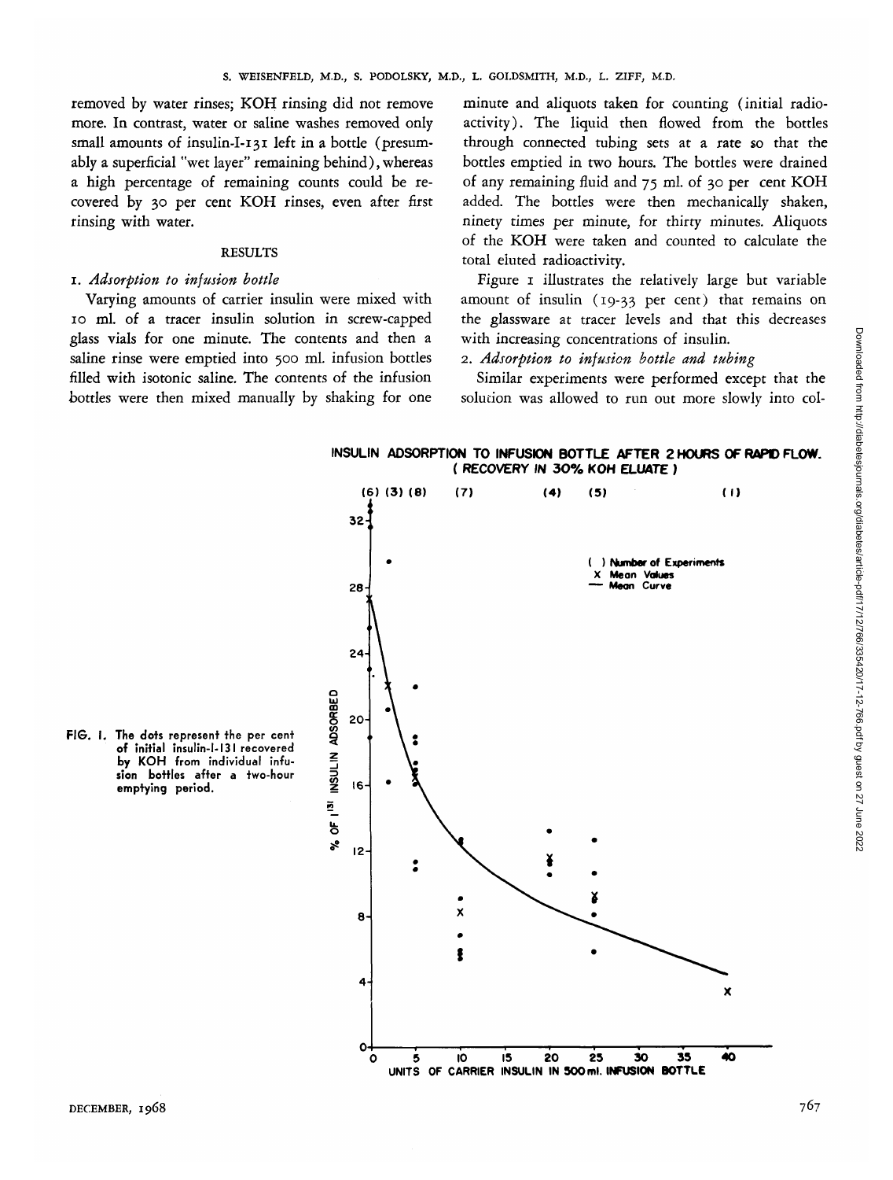removed by water rinses; KOH rinsing did not remove more. In contrast, water or saline washes removed only small amounts of insulin-I-131 left in a bottle (presumably a superficial "wet layer" remaining behind), whereas a high percentage of remaining counts could be recovered by 30 per cent KOH rinses, even after first rinsing with water.

## RESULTS

### 1. *Adsorption to infusion bottle*

Varying amounts of carrier insulin were mixed with 10 ml. of a tracer insulin solution in screw-capped glass vials for one minute. The contents and then a saline rinse were emptied into 500 ml. infusion bottles filled with isotonic saline. The contents of the infusion bottles were then mixed manually by shaking for one minute and aliquots taken for counting (initial radioactivity). The liquid then flowed from the bottles through connected tubing sets at a rate so that the bottles emptied in two hours. The bottles were drained of any remaining fluid and 75 ml. of 30 per cent KOH added. The bottles were then mechanically shaken, ninety times per minute, for thirty minutes. Aliquots of the KOH were taken and counted to calculate the total eluted radioactivity.

Figure 1 illustrates the relatively large but variable amount of insulin (19-33 per cent) that remains on the glassware at tracer levels and that this decreases with increasing concentrations of insulin.

### 2. *Adsorption to infusion bottle and tubing*

Similar experiments were performed except that the solution was allowed to run out more slowly into col-

INSULIN ADSORPTION TO INFUSION BOTTLE AFTER 2 HOURS OF RAPID FLOW. (RECOVERY IN 30% KOH ELUATE)

FIG. 1. The dots represent the per cent of initial insulin-I-131 recovered by KOH from individual infusion bottles after a two-hour emptying period.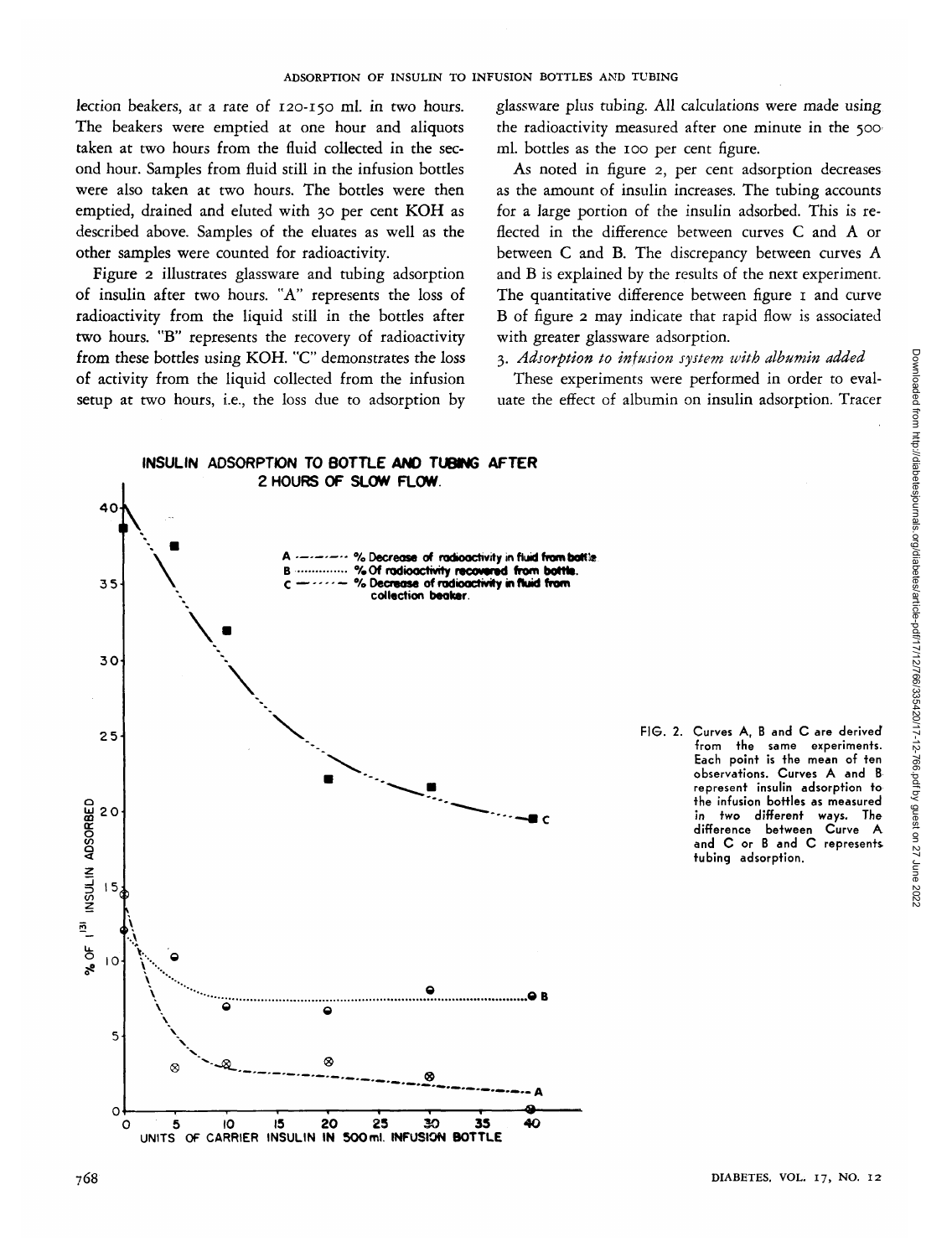lection beakers, at a rate of 120-150 ml. in two hours. The beakers were emptied at one hour and aliquots taken at two hours from the fluid collected in the second hour. Samples from fluid still in the infusion bottles were also taken at two hours. The bottles were then emptied, drained and eluted with 30 per cent KOH as described above. Samples of the eluates as well as the other samples were counted for radioactivity.

Figure 2 illustrates glassware and tubing adsorption of insulin after two hours. "A" represents the loss of radioactivity from the liquid still in the bottles after two hours. "B" represents the recovery of radioactivity from these bottles using KOH. "C" demonstrates the loss of activity from the liquid collected from the infusion setup at two hours, i.e., the loss due to adsorption by glassware plus tubing. All calculations were made using the radioactivity measured after one minute in the 500 ml. bottles as the 100 per cent figure.

As noted in figure 2, per cent adsorption decreases as the amount of insulin increases. The tubing accounts for a large portion of the insulin adsorbed. This is reflected in the difference between curves C and A or between C and B. The discrepancy between curves A and B is explained by the results of the next experiment. The quantitative difference between figure 1 and curve B of figure 2 may indicate that rapid flow is associated with greater glassware adsorption.

### 3. *Adsorption to infusion system with albumin added*

These experiments were performed in order to evaluate the effect of albumin on insulin adsorption. Tracer

**INSULIN ADSORPTION TO BOTTLE AND TUBING AFTER 2 HOURS OF SLOW FLOW.**

FIG. 2. Curves A, B and C are derived from the same experiments. Each point is the mean of ten observations. Curves A and B represent insulin adsorption to the infusion bottles as measured in two different ways. The difference between Curve A and C or B and C represents tubing adsorption.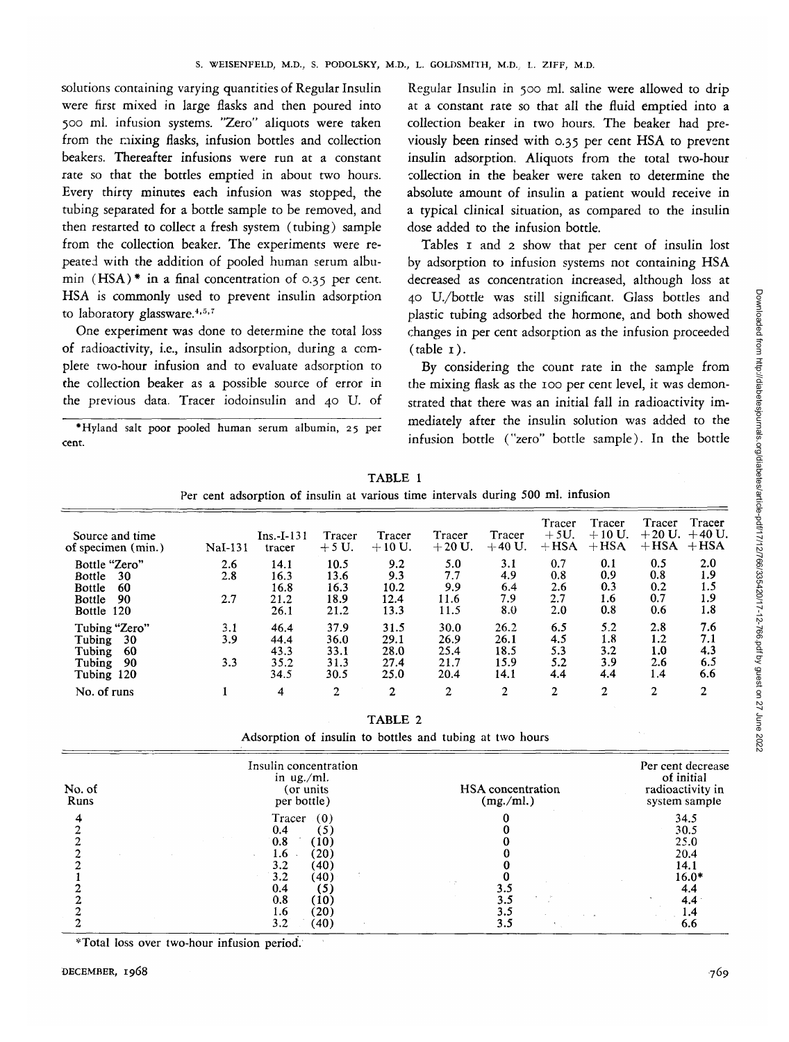solutions containing varying quantities of Regular Insulin were first mixed in large flasks and then poured into 500 ml. infusion systems. "Zero" aliquots were taken from the mixing flasks, infusion bottles and collection beakers. Thereafter infusions were run at a constant rate so that the bottles emptied in about two hours. Every thirty minutes each infusion was stopped, the tubing separated for a bottle sample to be removed, and then restarted to collect a fresh system (tubing) sample from the collection beaker. The experiments were repeated with the addition of pooled human serum albumin (HSA)* in a final concentration of 0.35 per cent. HSA is commonly used to prevent insulin adsorption to laboratory glassware.[4,5,7]

One experiment was done to determine the total loss of radioactivity, i.e., insulin adsorption, during a complete two-hour infusion and to evaluate adsorption to the collection beaker as a possible source of error in the previous data. Tracer iodoinsulin and 40 U. of Regular Insulin in 500 ml. saline were allowed to drip at a constant rate so that all the fluid emptied into a collection beaker in two hours. The beaker had previously been rinsed with 0.35 per cent HSA to prevent insulin adsorption. Aliquots from the total two-hour collection in the beaker were taken to determine the absolute amount of insulin a patient would receive in a typical clinical situation, as compared to the insulin dose added to the infusion bottle.

Tables 1 and 2 show that per cent of insulin lost by adsorption to infusion systems not containing HSA decreased as concentration increased, although loss at 40 U./bottle was still significant. Glass bottles and plastic tubing adsorbed the hormone, and both showed changes in per cent adsorption as the infusion proceeded (table 1).

By considering the count rate in the sample from the mixing flask as the 100 per cent level, it was demonstrated that there was an initial fall in radioactivity immediately after the insulin solution was added to the infusion bottle ("zero" bottle sample). In the bottle

*Hyland salt poor pooled human serum albumin, 25 per cent.

TABLE 1

Per cent adsorption of insulin at various time intervals during 500 ml. infusion

| Source and time of specimen (min.) | NaI-131 | Ins.-I-131 tracer | Tracer +5 U. | Tracer +10 U. | Tracer +20 U. | Tracer +40 U. | Tracer +5U. +HSA | Tracer +10 U. +HSA | Tracer +20 U. +HSA | Tracer +40 U. +HSA |
|---|---|---|---|---|---|---|---|---|---|---|
| Bottle "Zero" | 2.6 | 14.1 | 10.5 | 9.2 | 5.0 | 3.1 | 0.7 | 0.1 | 0.5 | 2.0 |
| Bottle 30 | 2.8 | 16.3 | 13.6 | 9.3 | 7.7 | 4.9 | 0.8 | 0.9 | 0.8 | 1.9 |
| Bottle 60 | | 16.8 | 16.3 | 10.2 | 9.9 | 6.4 | 2.6 | 0.3 | 0.2 | 1.5 |
| Bottle 90 | 2.7 | 21.2 | 18.9 | 12.4 | 11.6 | 7.9 | 2.7 | 1.6 | 0.7 | 1.9 |
| Bottle 120 | | 26.1 | 21.2 | 13.3 | 11.5 | 8.0 | 2.0 | 0.8 | 0.6 | 1.8 |
| Tubing "Zero" | 3.1 | 46.4 | 37.9 | 31.5 | 30.0 | 26.2 | 6.5 | 5.2 | 2.8 | 7.6 |
| Tubing 30 | 3.9 | 44.4 | 36.0 | 29.1 | 26.9 | 26.1 | 4.5 | 1.8 | 1.2 | 7.1 |
| Tubing 60 | | 43.3 | 33.1 | 28.0 | 25.4 | 18.5 | 5.3 | 3.2 | 1.0 | 4.3 |
| Tubing 90 | 3.3 | 35.2 | 31.3 | 27.4 | 21.7 | 15.9 | 5.2 | 3.9 | 2.6 | 6.5 |
| Tubing 120 | | 34.5 | 30.5 | 25.0 | 20.4 | 14.1 | 4.4 | 4.4 | 1.4 | 6.6 |
| No. of runs | 1 | 4 | 2 | 2 | 2 | 2 | 2 | 2 | 2 | 2 |

TABLE 2

Adsorption of insulin to bottles and tubing at two hours

| No. of Runs | Insulin concentration in ug./ml. (or units per bottle) | HSA concentration (mg./ml.) | Per cent decrease of initial radioactivity in system sample |
|---|---|---|---|
| 4 | Tracer (0) | 0 | 34.5 |
| 2 | 0.4 (5) | 0 | 30.5 |
| 2 | 0.8 (10) | 0 | 25.0 |
| 2 | 1.6 (20) | 0 | 20.4 |
| 2 | 3.2 (40) | 0 | 14.1 |
| 1 | 3.2 (40) | 0 | 16.0* |
| 2 | 0.4 (5) | 3.5 | 4.4 |
| 2 | 0.8 (10) | 3.5 | 4.4 |
| 2 | 1.6 (20) | 3.5 | 1.4 |
| 2 | 3.2 (40) | 3.5 | 6.6 |

*Total loss over two-hour infusion period.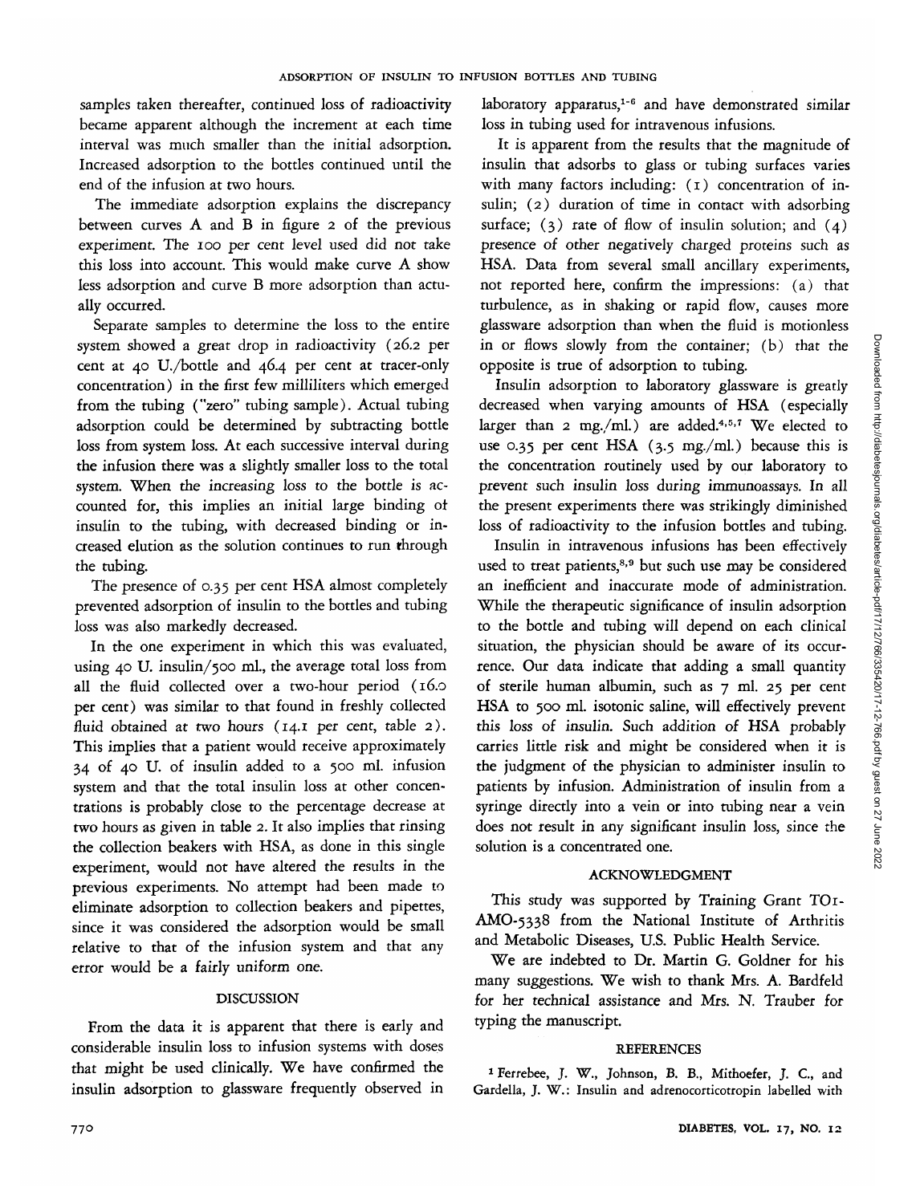samples taken thereafter, continued loss of radioactivity became apparent although the increment at each time interval was much smaller than the initial adsorption. Increased adsorption to the bottles continued until the end of the infusion at two hours.

The immediate adsorption explains the discrepancy between curves A and B in figure 2 of the previous experiment. The 100 per cent level used did not take this loss into account. This would make curve A show less adsorption and curve B more adsorption than actually occurred.

Separate samples to determine the loss to the entire system showed a great drop in radioactivity (26.2 per cent at 40 U./bottle and 46.4 per cent at tracer-only concentration) in the first few milliliters which emerged from the tubing ("zero" tubing sample). Actual tubing adsorption could be determined by subtracting bottle loss from system loss. At each successive interval during the infusion there was a slightly smaller loss to the total system. When the increasing loss to the bottle is accounted for, this implies an initial large binding of insulin to the tubing, with decreased binding or increased elution as the solution continues to run through the tubing.

The presence of 0.35 per cent HSA almost completely prevented adsorption of insulin to the bottles and tubing loss was also markedly decreased.

In the one experiment in which this was evaluated, using 40 U. insulin/500 ml., the average total loss from all the fluid collected over a two-hour period (16.0 per cent) was similar to that found in freshly collected fluid obtained at two hours (14.1 per cent, table 2). This implies that a patient would receive approximately 34 of 40 U. of insulin added to a 500 ml. infusion system and that the total insulin loss at other concentrations is probably close to the percentage decrease at two hours as given in table 2. It also implies that rinsing the collection beakers with HSA, as done in this single experiment, would not have altered the results in the previous experiments. No attempt had been made to eliminate adsorption to collection beakers and pipettes, since it was considered the adsorption would be small relative to that of the infusion system and that any error would be a fairly uniform one.

## DISCUSSION

From the data it is apparent that there is early and considerable insulin loss to infusion systems with doses that might be used clinically. We have confirmed the insulin adsorption to glassware frequently observed in laboratory apparatus,[1-6] and have demonstrated similar loss in tubing used for intravenous infusions.

It is apparent from the results that the magnitude of insulin that adsorbs to glass or tubing surfaces varies with many factors including: (1) concentration of insulin; (2) duration of time in contact with adsorbing surface; (3) rate of flow of insulin solution; and (4) presence of other negatively charged proteins such as HSA. Data from several small ancillary experiments, not reported here, confirm the impressions: (a) that turbulence, as in shaking or rapid flow, causes more glassware adsorption than when the fluid is motionless in or flows slowly from the container; (b) that the opposite is true of adsorption to tubing.

Insulin adsorption to laboratory glassware is greatly decreased when varying amounts of HSA (especially larger than 2 mg./ml.) are added.[4,5,7] We elected to use 0.35 per cent HSA (3.5 mg./ml.) because this is the concentration routinely used by our laboratory to prevent such insulin loss during immunoassays. In all the present experiments there was strikingly diminished loss of radioactivity to the infusion bottles and tubing.

Insulin in intravenous infusions has been effectively used to treat patients,[8,9] but such use may be considered an inefficient and inaccurate mode of administration. While the therapeutic significance of insulin adsorption to the bottle and tubing will depend on each clinical situation, the physician should be aware of its occurrence. Our data indicate that adding a small quantity of sterile human albumin, such as 7 ml. 25 per cent HSA to 500 ml. isotonic saline, will effectively prevent this loss of insulin. Such addition of HSA probably carries little risk and might be considered when it is the judgment of the physician to administer insulin to patients by infusion. Administration of insulin from a syringe directly into a vein or into tubing near a vein does not result in any significant insulin loss, since the solution is a concentrated one.

## ACKNOWLEDGMENT

This study was supported by Training Grant TO1-AMO-5338 from the National Institute of Arthritis and Metabolic Diseases, U.S. Public Health Service.

We are indebted to Dr. Martin G. Goldner for his many suggestions. We wish to thank Mrs. A. Bardfeld for her technical assistance and Mrs. N. Trauber for typing the manuscript.

## REFERENCES

1 Ferrebee, J. W., Johnson, B. B., Mithoefer, J. C., and Gardella, J. W.: Insulin and adrenocorticotropin labelled with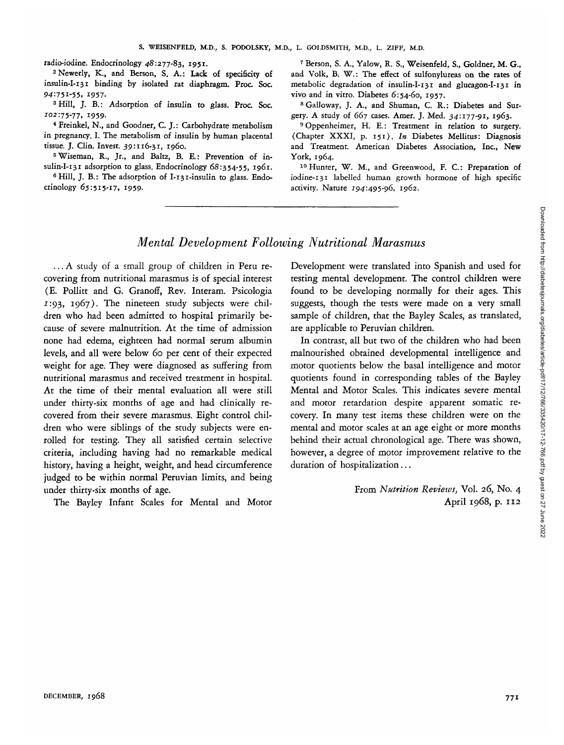radio-iodine. Endocrinology *48*:277-83, 1951.

[2] Newerly, K., and Berson, S. A.: Lack of specificity of insulin-I-131 binding by isolated rat diaphragm. Proc. Soc. *94*:751-55, 1957.

[3] Hill, J. B.: Adsorption of insulin to glass. Proc. Soc. *102*:75-77, 1959.

[4] Freinkel, N., and Goodner, C. J.: Carbohydrate metabolism in pregnancy. I. The metabolism of insulin by human placental tissue. J. Clin. Invest. *39*:116-31, 1960.

[5] Wiseman, R., Jr., and Baltz, B. E.: Prevention of insulin-I-131 adsorption to glass. Endocrinology *68*:354-55, 1961.

[6] Hill, J. B.: The adsorption of I-131-insulin to glass. Endocrinology *65*:515-17, 1959.

[7] Berson, S. A., Yalow, R. S., Weisenfeld, S., Goldner, M. G., and Volk, B. W.: The effect of sulfonylureas on the rates of metabolic degradation of insulin-I-131 and glucagon-I-131 in vivo and in vitro. Diabetes 6:54-60, 1957.

[8] Galloway, J. A., and Shuman, C. R.: Diabetes and Surgery. A study of 667 cases. Amer. J. Med. *34*:177-91, 1963.

[9] Oppenheimer, H. E.: Treatment in relation to surgery. (Chapter XXXI, p. 151). *In* Diabetes Mellitus: Diagnosis and Treatment. American Diabetes Association, Inc., New York, 1964.

[10] Hunter, W. M., and Greenwood, F. C.: Preparation of iodine-131 labelled human growth hormone of high specific activity. Nature *194*:495-96, 1962.

---

## *Mental Development Following Nutritional Marasmus*

... A study of a small group of children in Peru recovering from nutritional marasmus is of special interest (E. Pollitt and G. Granoff, Rev. Interam. Psicologia *1*:93, 1967). The nineteen study subjects were children who had been admitted to hospital primarily because of severe malnutrition. At the time of admission none had edema, eighteen had normal serum albumin levels, and all were below 60 per cent of their expected weight for age. They were diagnosed as suffering from nutritional marasmus and received treatment in hospital. At the time of their mental evaluation all were still under thirty-six months of age and had clinically recovered from their severe marasmus. Eight control children who were siblings of the study subjects were enrolled for testing. They all satisfied certain selective criteria, including having had no remarkable medical history, having a height, weight, and head circumference judged to be within normal Peruvian limits, and being under thirty-six months of age.

The Bayley Infant Scales for Mental and Motor Development were translated into Spanish and used for testing mental development. The control children were found to be developing normally for their ages. This suggests, though the tests were made on a very small sample of children, that the Bayley Scales, as translated, are applicable to Peruvian children.

In contrast, all but two of the children who had been malnourished obtained developmental intelligence and motor quotients below the basal intelligence and motor quotients found in corresponding tables of the Bayley Mental and Motor Scales. This indicates severe mental and motor retardation despite apparent somatic recovery. In many test items these children were on the mental and motor scales at an age eight or more months behind their actual chronological age. There was shown, however, a degree of motor improvement relative to the duration of hospitalization...

From *Nutrition Reviews*, Vol. 26, No. 4
April 1968, p. 112